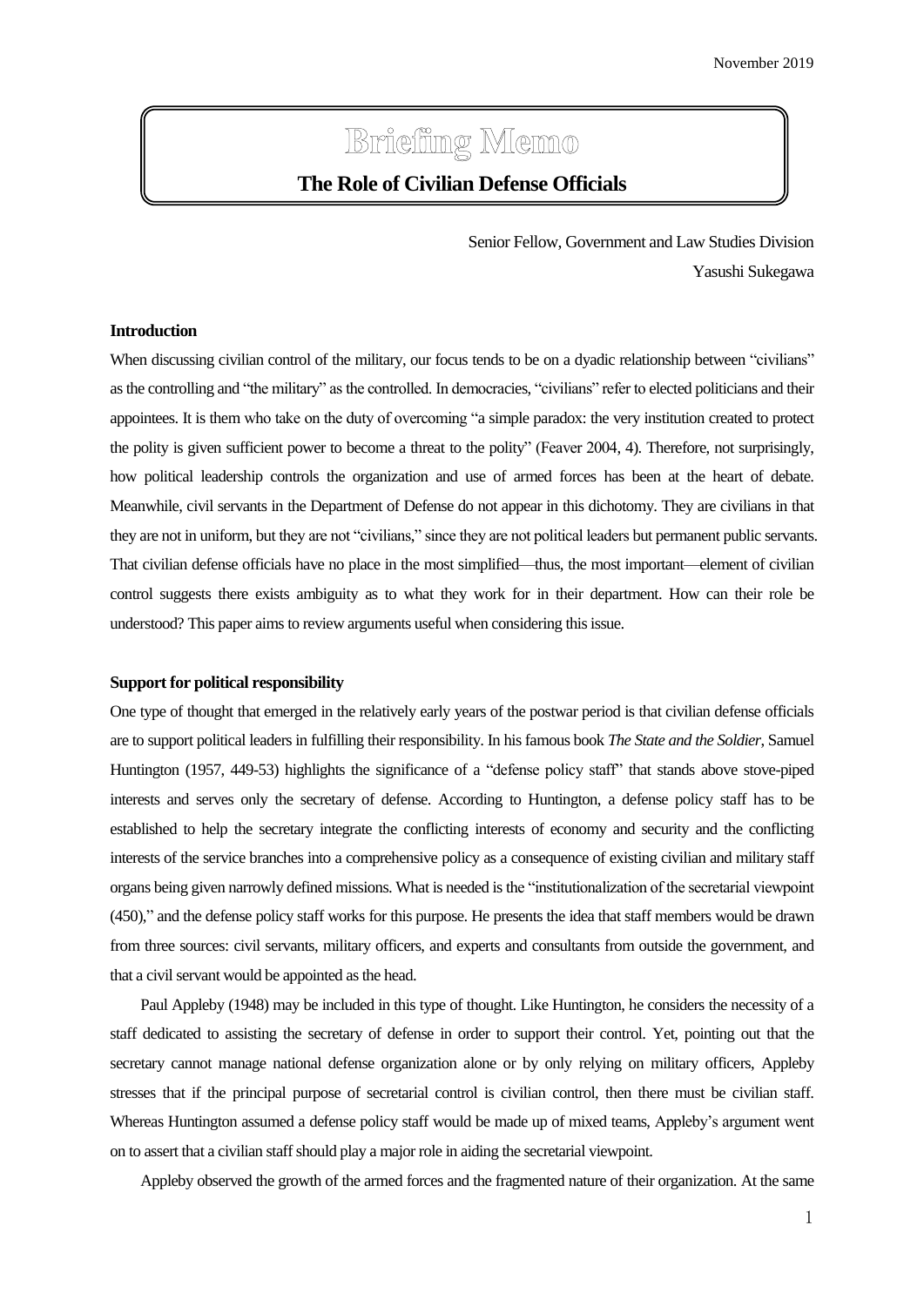November 2019

# Briefing Memo

## The Role of Civilian Defense Officials

Senior Fellow, Government and Law Studies Division

Yasushi Sukegawa

### Introduction

When discussing civilian control of the military, our focus tends to be on a dyadic relationship between "civilians" as the controlling and "the military" as the controlled. In democracies, "civilians" refer to elected politicians and their appointees. It is them who take on the duty of overcoming "a simple paradox: the very institution created to protect the polity is given sufficient power to become a threat to the polity" (Feaver 2004, 4). Therefore, not surprisingly, how political leadership controls the organization and use of armed forces has been at the heart of debate. Meanwhile, civil servants in the Department of Defense do not appear in this dichotomy. They are civilians in that they are not in uniform, but they are not "civilians," since they are not political leaders but permanent public servants. That civilian defense officials have no place in the most simplified—thus, the most important—element of civilian control suggests there exists ambiguity as to what they work for in their department. How can their role be understood? This paper aims to review arguments useful when considering this issue.

### Support for political responsibility

One type of thought that emerged in the relatively early years of the postwar period is that civilian defense officials are to support political leaders in fulfilling their responsibility. In his famous book *The State and the Soldier*, Samuel Huntington (1957, 449-53) highlights the significance of a "defense policy staff" that stands above stove-piped interests and serves only the secretary of defense. According to Huntington, a defense policy staff has to be established to help the secretary integrate the conflicting interests of economy and security and the conflicting interests of the service branches into a comprehensive policy as a consequence of existing civilian and military staff organs being given narrowly defined missions. What is needed is the "institutionalization of the secretarial viewpoint (450)," and the defense policy staff works for this purpose. He presents the idea that staff members would be drawn from three sources: civil servants, military officers, and experts and consultants from outside the government, and that a civil servant would be appointed as the head.

Paul Appleby (1948) may be included in this type of thought. Like Huntington, he considers the necessity of a staff dedicated to assisting the secretary of defense in order to support their control. Yet, pointing out that the secretary cannot manage national defense organization alone or by only relying on military officers, Appleby stresses that if the principal purpose of secretarial control is civilian control, then there must be civilian staff. Whereas Huntington assumed a defense policy staff would be made up of mixed teams, Appleby's argument went on to assert that a civilian staff should play a major role in aiding the secretarial viewpoint.

Appleby observed the growth of the armed forces and the fragmented nature of their organization. At the same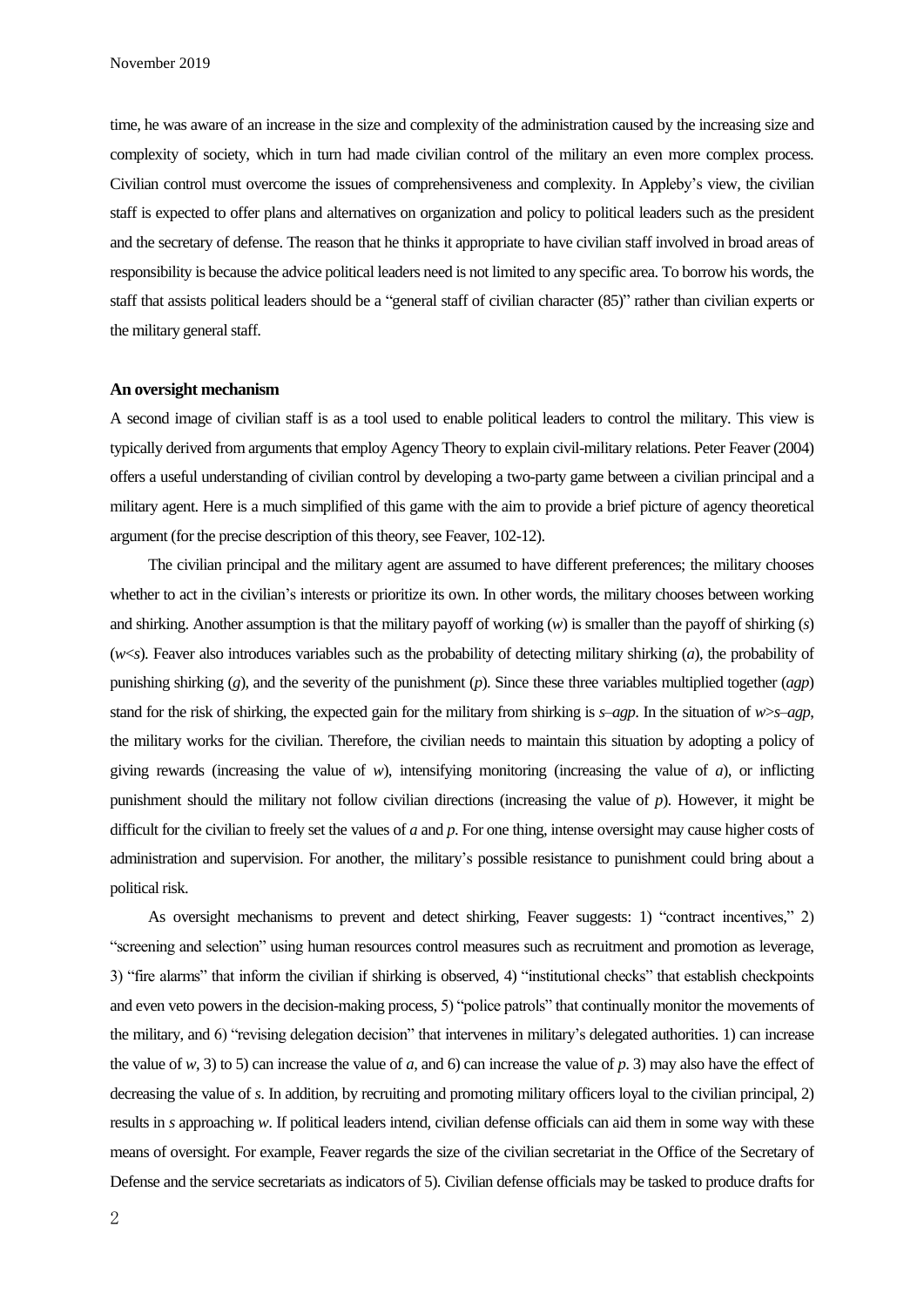time, he was aware of an increase in the size and complexity of the administration caused by the increasing size and complexity of society, which in turn had made civilian control of the military an even more complex process. Civilian control must overcome the issues of comprehensiveness and complexity. In Appleby's view, the civilian staff is expected to offer plans and alternatives on organization and policy to political leaders such as the president and the secretary of defense. The reason that he thinks it appropriate to have civilian staff involved in broad areas of responsibility is because the advice political leaders need is not limited to any specific area. To borrow his words, the staff that assists political leaders should be a "general staff of civilian character (85)" rather than civilian experts or the military general staff.

**An oversight mechanism**

A second image of civilian staff is as a tool used to enable political leaders to control the military. This view is typically derived from arguments that employ Agency Theory to explain civil-military relations. Peter Feaver (2004) offers a useful understanding of civilian control by developing a two-party game between a civilian principal and a military agent. Here is a much simplified of this game with the aim to provide a brief picture of agency theoretical argument (for the precise description of this theory, see Feaver, 102-12).

The civilian principal and the military agent are assumed to have different preferences; the military chooses whether to act in the civilian's interests or prioritize its own. In other words, the military chooses between working and shirking. Another assumption is that the military payoff of working ($w$) is smaller than the payoff of shirking ($s$) ($w<s$). Feaver also introduces variables such as the probability of detecting military shirking ($a$), the probability of punishing shirking ($g$), and the severity of the punishment ($p$). Since these three variables multiplied together ($agp$) stand for the risk of shirking, the expected gain for the military from shirking is $s–agp$. In the situation of $w>s–agp$, the military works for the civilian. Therefore, the civilian needs to maintain this situation by adopting a policy of giving rewards (increasing the value of $w$), intensifying monitoring (increasing the value of $a$), or inflicting punishment should the military not follow civilian directions (increasing the value of $p$). However, it might be difficult for the civilian to freely set the values of $a$ and $p$. For one thing, intense oversight may cause higher costs of administration and supervision. For another, the military's possible resistance to punishment could bring about a political risk.

As oversight mechanisms to prevent and detect shirking, Feaver suggests: 1) "contract incentives," 2) "screening and selection" using human resources control measures such as recruitment and promotion as leverage, 3) "fire alarms" that inform the civilian if shirking is observed, 4) "institutional checks" that establish checkpoints and even veto powers in the decision-making process, 5) "police patrols" that continually monitor the movements of the military, and 6) "revising delegation decision" that intervenes in military's delegated authorities. 1) can increase the value of $w$, 3) to 5) can increase the value of $a$, and 6) can increase the value of $p$. 3) may also have the effect of decreasing the value of $s$. In addition, by recruiting and promoting military officers loyal to the civilian principal, 2) results in $s$ approaching $w$. If political leaders intend, civilian defense officials can aid them in some way with these means of oversight. For example, Feaver regards the size of the civilian secretariat in the Office of the Secretary of Defense and the service secretariats as indicators of 5). Civilian defense officials may be tasked to produce drafts for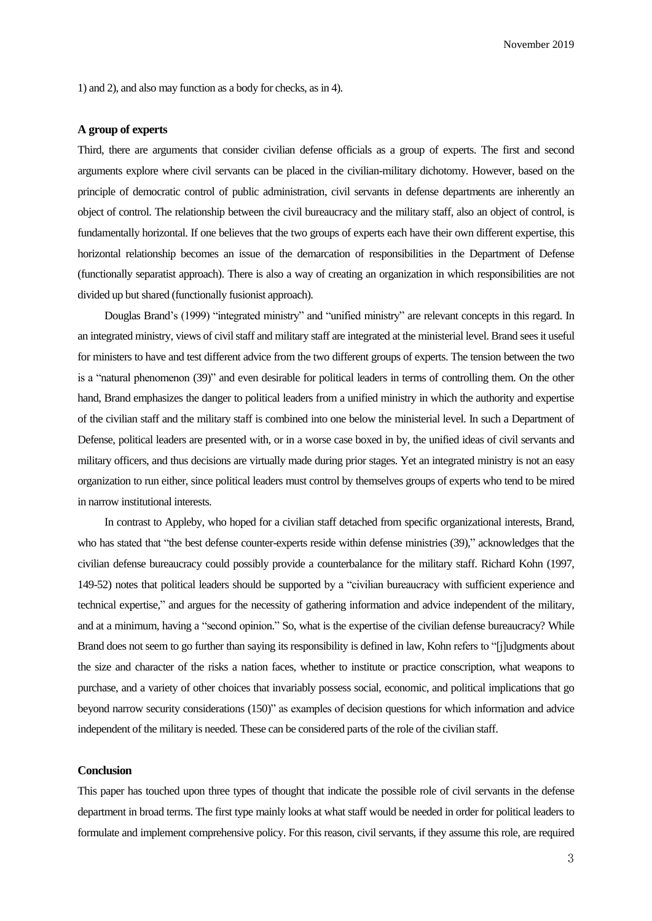1) and 2), and also may function as a body for checks, as in 4).

### A group of experts

Third, there are arguments that consider civilian defense officials as a group of experts. The first and second arguments explore where civil servants can be placed in the civilian-military dichotomy. However, based on the principle of democratic control of public administration, civil servants in defense departments are inherently an object of control. The relationship between the civil bureaucracy and the military staff, also an object of control, is fundamentally horizontal. If one believes that the two groups of experts each have their own different expertise, this horizontal relationship becomes an issue of the demarcation of responsibilities in the Department of Defense (functionally separatist approach). There is also a way of creating an organization in which responsibilities are not divided up but shared (functionally fusionist approach).

Douglas Brand's (1999) "integrated ministry" and "unified ministry" are relevant concepts in this regard. In an integrated ministry, views of civil staff and military staff are integrated at the ministerial level. Brand sees it useful for ministers to have and test different advice from the two different groups of experts. The tension between the two is a "natural phenomenon (39)" and even desirable for political leaders in terms of controlling them. On the other hand, Brand emphasizes the danger to political leaders from a unified ministry in which the authority and expertise of the civilian staff and the military staff is combined into one below the ministerial level. In such a Department of Defense, political leaders are presented with, or in a worse case boxed in by, the unified ideas of civil servants and military officers, and thus decisions are virtually made during prior stages. Yet an integrated ministry is not an easy organization to run either, since political leaders must control by themselves groups of experts who tend to be mired in narrow institutional interests.

In contrast to Appleby, who hoped for a civilian staff detached from specific organizational interests, Brand, who has stated that "the best defense counter-experts reside within defense ministries (39)," acknowledges that the civilian defense bureaucracy could possibly provide a counterbalance for the military staff. Richard Kohn (1997, 149-52) notes that political leaders should be supported by a "civilian bureaucracy with sufficient experience and technical expertise," and argues for the necessity of gathering information and advice independent of the military, and at a minimum, having a "second opinion." So, what is the expertise of the civilian defense bureaucracy? While Brand does not seem to go further than saying its responsibility is defined in law, Kohn refers to "[j]udgments about the size and character of the risks a nation faces, whether to institute or practice conscription, what weapons to purchase, and a variety of other choices that invariably possess social, economic, and political implications that go beyond narrow security considerations (150)" as examples of decision questions for which information and advice independent of the military is needed. These can be considered parts of the role of the civilian staff.

### Conclusion

This paper has touched upon three types of thought that indicate the possible role of civil servants in the defense department in broad terms. The first type mainly looks at what staff would be needed in order for political leaders to formulate and implement comprehensive policy. For this reason, civil servants, if they assume this role, are required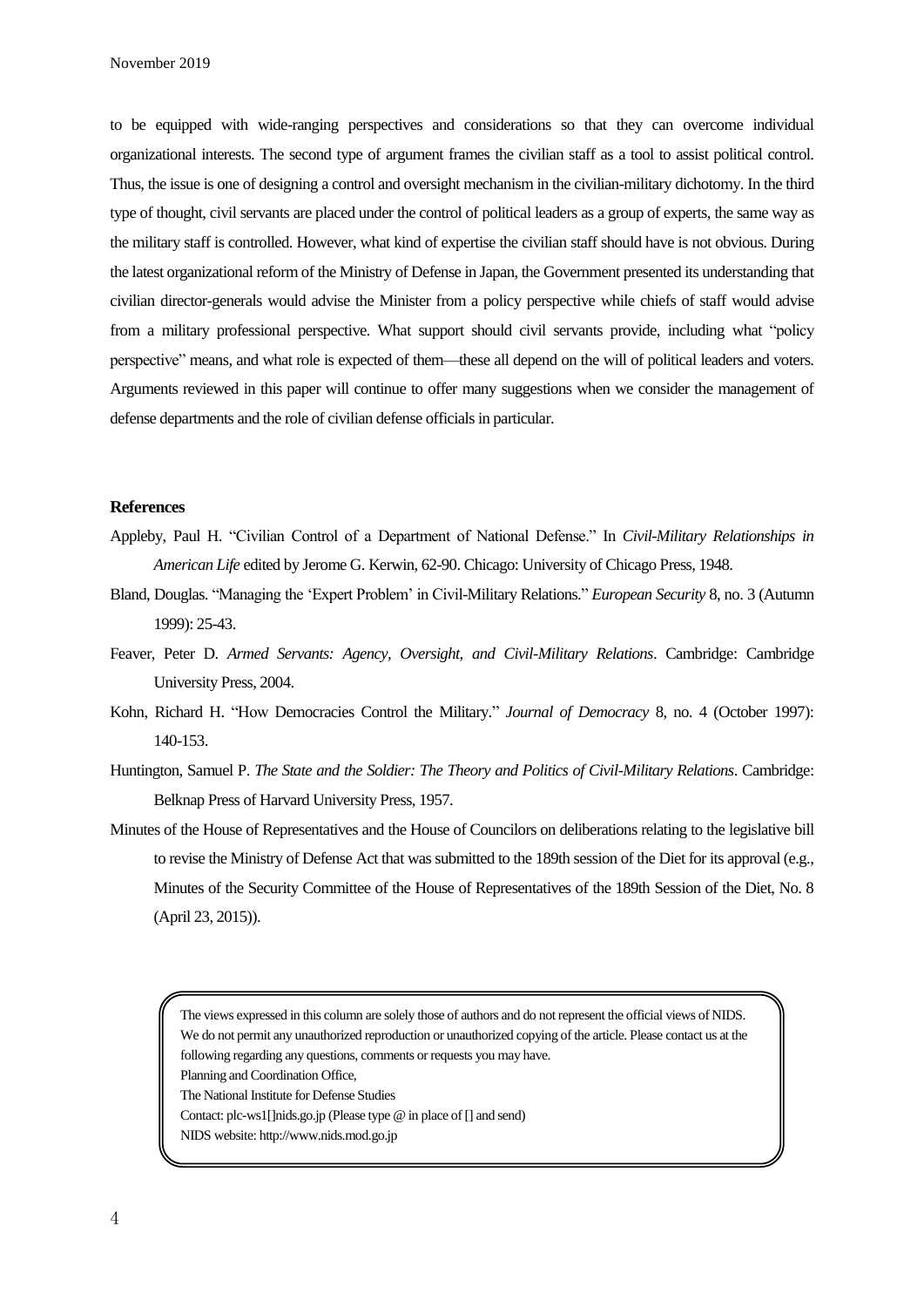to be equipped with wide-ranging perspectives and considerations so that they can overcome individual organizational interests. The second type of argument frames the civilian staff as a tool to assist political control. Thus, the issue is one of designing a control and oversight mechanism in the civilian-military dichotomy. In the third type of thought, civil servants are placed under the control of political leaders as a group of experts, the same way as the military staff is controlled. However, what kind of expertise the civilian staff should have is not obvious. During the latest organizational reform of the Ministry of Defense in Japan, the Government presented its understanding that civilian director-generals would advise the Minister from a policy perspective while chiefs of staff would advise from a military professional perspective. What support should civil servants provide, including what "policy perspective" means, and what role is expected of them—these all depend on the will of political leaders and voters. Arguments reviewed in this paper will continue to offer many suggestions when we consider the management of defense departments and the role of civilian defense officials in particular.

**References**

Appleby, Paul H. "Civilian Control of a Department of National Defense." In *Civil-Military Relationships in American Life* edited by Jerome G. Kerwin, 62-90. Chicago: University of Chicago Press, 1948.

Bland, Douglas. "Managing the 'Expert Problem' in Civil-Military Relations." *European Security* 8, no. 3 (Autumn 1999): 25-43.

Feaver, Peter D. *Armed Servants: Agency, Oversight, and Civil-Military Relations*. Cambridge: Cambridge University Press, 2004.

Kohn, Richard H. "How Democracies Control the Military." *Journal of Democracy* 8, no. 4 (October 1997): 140-153.

Huntington, Samuel P. *The State and the Soldier: The Theory and Politics of Civil-Military Relations*. Cambridge: Belknap Press of Harvard University Press, 1957.

Minutes of the House of Representatives and the House of Councilors on deliberations relating to the legislative bill to revise the Ministry of Defense Act that was submitted to the 189th session of the Diet for its approval (e.g., Minutes of the Security Committee of the House of Representatives of the 189th Session of the Diet, No. 8 (April 23, 2015)).

The views expressed in this column are solely those of authors and do not represent the official views of NIDS.
We do not permit any unauthorized reproduction or unauthorized copying of the article. Please contact us at the following regarding any questions, comments or requests you may have.
Planning and Coordination Office,
The National Institute for Defense Studies
Contact: plc-ws1[]nids.go.jp (Please type @ in place of [] and send)
NIDS website: http://www.nids.mod.go.jp